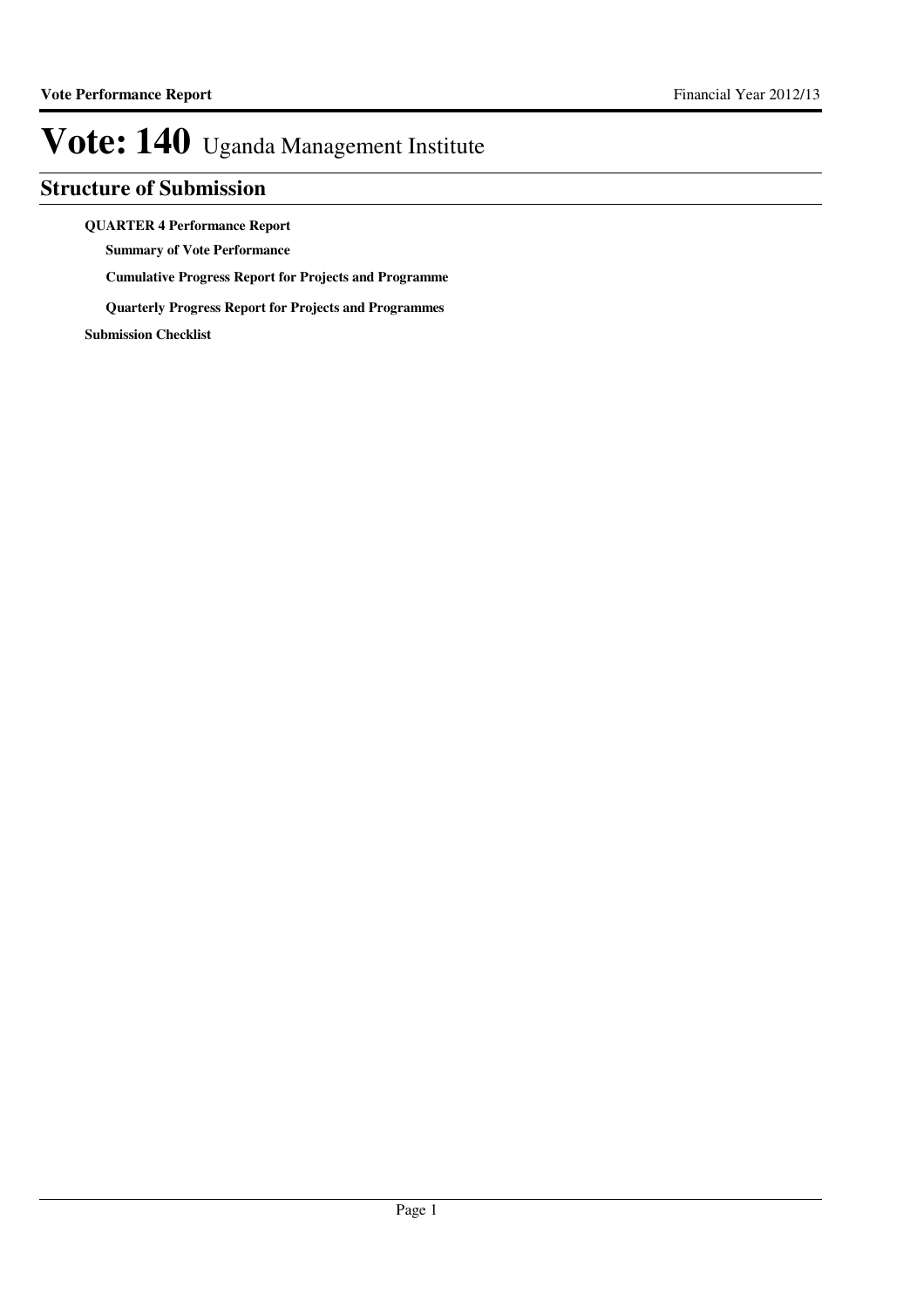# Vote: 140 Uganda Management Institute

## Structure of Submission

**QUARTER 4 Performance Report**

- **Summary of Vote Performance**
- **Cumulative Progress Report for Projects and Programme**
- **Quarterly Progress Report for Projects and Programmes**

**Submission Checklist**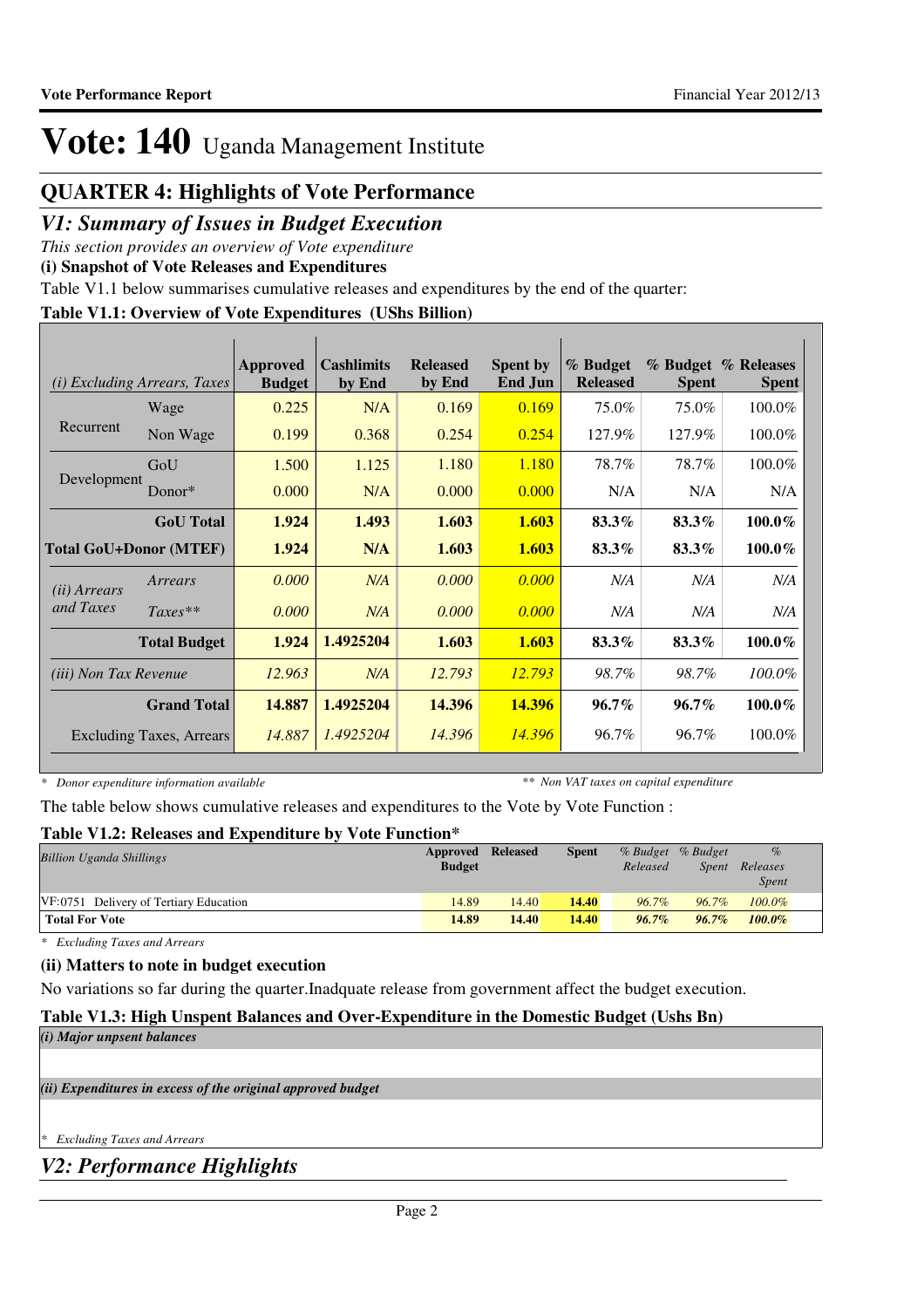# Vote: 140 Uganda Management Institute

## QUARTER 4: Highlights of Vote Performance

## *V1: Summary of Issues in Budget Execution*

*This section provides an overview of Vote expenditure*

**(i) Snapshot of Vote Releases and Expenditures**

Table V1.1 below summarises cumulative releases and expenditures by the end of the quarter:

**Table V1.1: Overview of Vote Expenditures (UShs Billion)**

| *(i) Excluding Arrears, Taxes* | | Approved Budget | Cashlimits by End | Released by End | Spent by End Jun | % Budget Released | % Budget Spent | % Releases Spent |
|---|---|---|---|---|---|---|---|---|
| Recurrent | Wage | 0.225 | N/A | 0.169 | 0.169 | 75.0% | 75.0% | 100.0% |
| | Non Wage | 0.199 | 0.368 | 0.254 | 0.254 | 127.9% | 127.9% | 100.0% |
| Development | GoU | 1.500 | 1.125 | 1.180 | 1.180 | 78.7% | 78.7% | 100.0% |
| | Donor* | 0.000 | N/A | 0.000 | 0.000 | N/A | N/A | N/A |
| | **GoU Total** | **1.924** | **1.493** | **1.603** | **1.603** | **83.3%** | **83.3%** | **100.0%** |
| **Total GoU+Donor (MTEF)** | | **1.924** | **N/A** | **1.603** | **1.603** | **83.3%** | **83.3%** | **100.0%** |
| *(ii) Arrears and Taxes* | *Arrears* | *0.000* | *N/A* | *0.000* | *0.000* | *N/A* | *N/A* | *N/A* |
| | *Taxes*** | *0.000* | *N/A* | *0.000* | *0.000* | *N/A* | *N/A* | *N/A* |
| | **Total Budget** | **1.924** | **1.4925204** | **1.603** | **1.603** | **83.3%** | **83.3%** | **100.0%** |
| *(iii) Non Tax Revenue* | | *12.963* | *N/A* | *12.793* | *12.793* | *98.7%* | *98.7%* | *100.0%* |
| | **Grand Total** | **14.887** | **1.4925204** | **14.396** | **14.396** | **96.7%** | **96.7%** | **100.0%** |
| | Excluding Taxes, Arrears | *14.887* | *1.4925204* | *14.396* | *14.396* | 96.7% | 96.7% | 100.0% |

*\* Donor expenditure information available* *\*\* Non VAT taxes on capital expenditure*

The table below shows cumulative releases and expenditures to the Vote by Vote Function :

**Table V1.2: Releases and Expenditure by Vote Function***

| *Billion Uganda Shillings* | Approved Budget | Released | Spent | *% Budget Released* | *% Budget Spent* | *% Releases Spent* |
|---|---|---|---|---|---|---|
| VF:0751 Delivery of Tertiary Education | 14.89 | 14.40 | **14.40** | *96.7%* | *96.7%* | *100.0%* |
| **Total For Vote** | **14.89** | **14.40** | **14.40** | ***96.7%*** | ***96.7%*** | ***100.0%*** |

*\* Excluding Taxes and Arrears*

**(ii) Matters to note in budget execution**

No variations so far during the quarter.Inadquate release from government affect the budget execution.

**Table V1.3: High Unspent Balances and Over-Expenditure in the Domestic Budget (Ushs Bn)**

***(i) Major unpsent balances***

***(ii) Expenditures in excess of the original approved budget***

*\* Excluding Taxes and Arrears*

## *V2: Performance Highlights*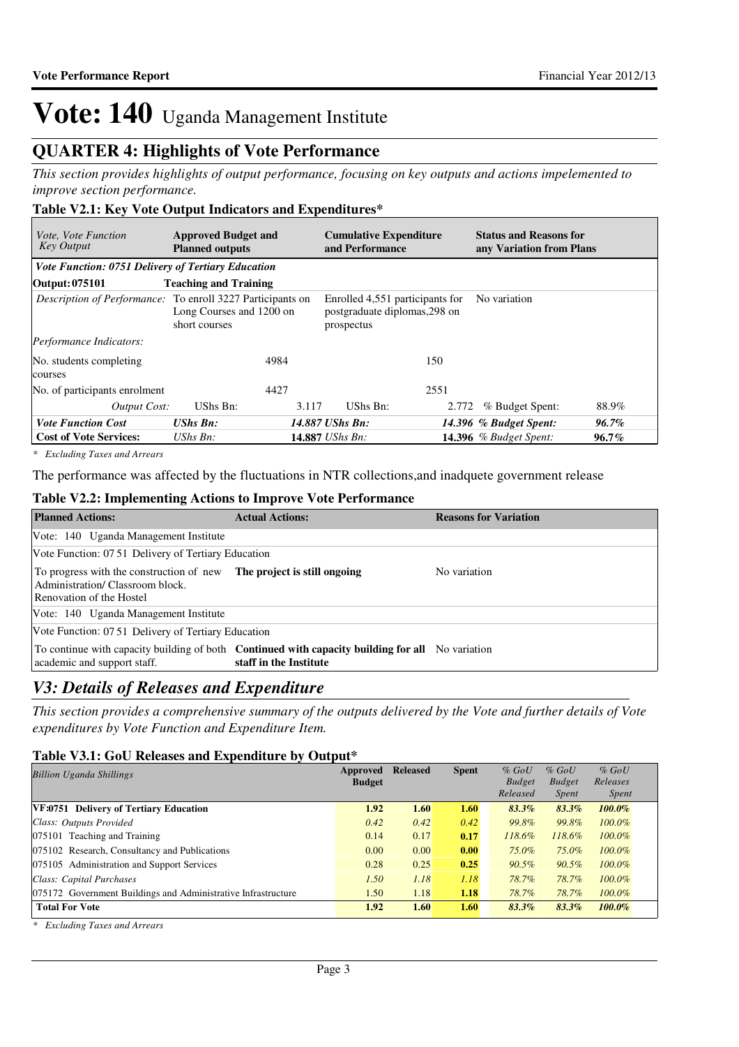# Vote: 140 Uganda Management Institute

## QUARTER 4: Highlights of Vote Performance

*This section provides highlights of output performance, focusing on key outputs and actions impelemented to improve section performance.*

### Table V2.1: Key Vote Output Indicators and Expenditures*

| *Vote, Vote Function Key Output* | **Approved Budget and Planned outputs** | | **Cumulative Expenditure and Performance** | | **Status and Reasons for any Variation from Plans** | |
|---|---|---|---|---|---|---|
| ***Vote Function: 0751 Delivery of Tertiary Education*** | | | | | | |
| **Output: 075101** | **Teaching and Training** | | | | | |
| *Description of Performance:* | To enroll 3227 Participants on Long Courses and 1200 on short courses | | Enrolled 4,551 participants for postgraduate diplomas,298 on prospectus | | No variation | |
| *Performance Indicators:* | | | | | | |
| No. students completing courses | | 4984 | | 150 | | |
| No. of participants enrolment | | 4427 | | 2551 | | |
| *Output Cost:* | UShs Bn: | 3.117 | UShs Bn: | 2.772 | % Budget Spent: | 88.9% |
| ***Vote Function Cost*** | ***UShs Bn:*** | ***14.887*** | ***UShs Bn:*** | ***14.396*** | ***% Budget Spent:*** | ***96.7%*** |
| **Cost of Vote Services:** | *UShs Bn:* | **14.887** | *UShs Bn:* | **14.396** | *% Budget Spent:* | **96.7%** |

*\* Excluding Taxes and Arrears*

The performance was affected by the fluctuations in NTR collections,and inadquete government release

### Table V2.2: Implementing Actions to Improve Vote Performance

| **Planned Actions:** | **Actual Actions:** | **Reasons for Variation** |
|---|---|---|
| Vote: 140 Uganda Management Institute | | |
| Vote Function: 07 51 Delivery of Tertiary Education | | |
| To progress with the construction of new Administration/ Classroom block. Renovation of the Hostel | **The project is still ongoing** | No variation |
| Vote: 140 Uganda Management Institute | | |
| Vote Function: 07 51 Delivery of Tertiary Education | | |
| To continue with capacity building of both academic and support staff. | **Continued with capacity building for all staff in the Institute** | No variation |

## *V3: Details of Releases and Expenditure*

*This section provides a comprehensive summary of the outputs delivered by the Vote and further details of Vote expenditures by Vote Function and Expenditure Item.*

### Table V3.1: GoU Releases and Expenditure by Output*

| *Billion Uganda Shillings* | **Approved Budget** | **Released** | **Spent** | *% GoU Budget Released* | *% GoU Budget Spent* | *% GoU Releases Spent* |
|---|---|---|---|---|---|---|
| **VF:0751 Delivery of Tertiary Education** | **1.92** | **1.60** | **1.60** | ***83.3%*** | ***83.3%*** | ***100.0%*** |
| *Class: Outputs Provided* | *0.42* | *0.42* | *0.42* | *99.8%* | *99.8%* | *100.0%* |
| 075101 Teaching and Training | 0.14 | 0.17 | **0.17** | *118.6%* | *118.6%* | *100.0%* |
| 075102 Research, Consultancy and Publications | 0.00 | 0.00 | **0.00** | *75.0%* | *75.0%* | *100.0%* |
| 075105 Administration and Support Services | 0.28 | 0.25 | **0.25** | *90.5%* | *90.5%* | *100.0%* |
| *Class: Capital Purchases* | *1.50* | *1.18* | *1.18* | *78.7%* | *78.7%* | *100.0%* |
| 075172 Government Buildings and Administrative Infrastructure | 1.50 | 1.18 | **1.18** | *78.7%* | *78.7%* | *100.0%* |
| **Total For Vote** | **1.92** | **1.60** | **1.60** | ***83.3%*** | ***83.3%*** | ***100.0%*** |

*\* Excluding Taxes and Arrears*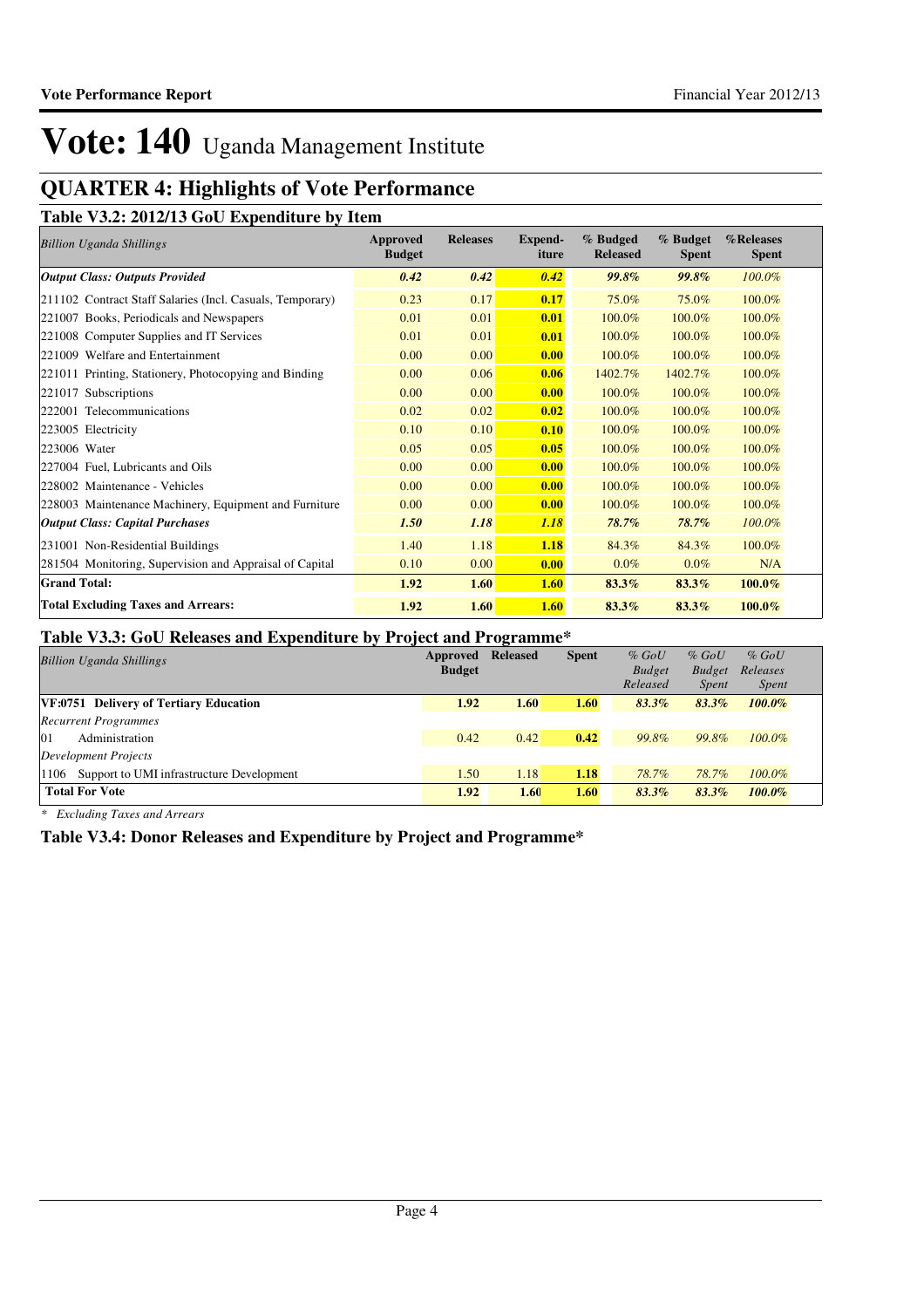# Vote: 140 Uganda Management Institute

## QUARTER 4: Highlights of Vote Performance

### Table V3.2: 2012/13 GoU Expenditure by Item

| *Billion Uganda Shillings* | Approved Budget | Releases | Expend-iture | % Budged Released | % Budget Spent | %Releases Spent |
|---|---|---|---|---|---|---|
| ***Output Class: Outputs Provided*** | ***0.42*** | ***0.42*** | ***0.42*** | ***99.8%*** | ***99.8%*** | *100.0%* |
| 211102 Contract Staff Salaries (Incl. Casuals, Temporary) | 0.23 | 0.17 | **0.17** | 75.0% | 75.0% | 100.0% |
| 221007 Books, Periodicals and Newspapers | 0.01 | 0.01 | **0.01** | 100.0% | 100.0% | 100.0% |
| 221008 Computer Supplies and IT Services | 0.01 | 0.01 | **0.01** | 100.0% | 100.0% | 100.0% |
| 221009 Welfare and Entertainment | 0.00 | 0.00 | **0.00** | 100.0% | 100.0% | 100.0% |
| 221011 Printing, Stationery, Photocopying and Binding | 0.00 | 0.06 | **0.06** | 1402.7% | 1402.7% | 100.0% |
| 221017 Subscriptions | 0.00 | 0.00 | **0.00** | 100.0% | 100.0% | 100.0% |
| 222001 Telecommunications | 0.02 | 0.02 | **0.02** | 100.0% | 100.0% | 100.0% |
| 223005 Electricity | 0.10 | 0.10 | **0.10** | 100.0% | 100.0% | 100.0% |
| 223006 Water | 0.05 | 0.05 | **0.05** | 100.0% | 100.0% | 100.0% |
| 227004 Fuel, Lubricants and Oils | 0.00 | 0.00 | **0.00** | 100.0% | 100.0% | 100.0% |
| 228002 Maintenance - Vehicles | 0.00 | 0.00 | **0.00** | 100.0% | 100.0% | 100.0% |
| 228003 Maintenance Machinery, Equipment and Furniture | 0.00 | 0.00 | **0.00** | 100.0% | 100.0% | 100.0% |
| ***Output Class: Capital Purchases*** | ***1.50*** | ***1.18*** | ***1.18*** | ***78.7%*** | ***78.7%*** | *100.0%* |
| 231001 Non-Residential Buildings | 1.40 | 1.18 | **1.18** | 84.3% | 84.3% | 100.0% |
| 281504 Monitoring, Supervision and Appraisal of Capital | 0.10 | 0.00 | **0.00** | 0.0% | 0.0% | N/A |
| **Grand Total:** | **1.92** | **1.60** | **1.60** | **83.3%** | **83.3%** | **100.0%** |
| **Total Excluding Taxes and Arrears:** | **1.92** | **1.60** | **1.60** | **83.3%** | **83.3%** | **100.0%** |

### Table V3.3: GoU Releases and Expenditure by Project and Programme*

| *Billion Uganda Shillings* | Approved Budget | Released | Spent | *% GoU Budget Released* | *% GoU Budget Spent* | *% GoU Releases Spent* |
|---|---|---|---|---|---|---|
| **VF:0751 Delivery of Tertiary Education** | **1.92** | **1.60** | **1.60** | ***83.3%*** | ***83.3%*** | ***100.0%*** |
| *Recurrent Programmes* | | | | | | |
| 01 Administration | 0.42 | 0.42 | **0.42** | *99.8%* | *99.8%* | *100.0%* |
| *Development Projects* | | | | | | |
| 1106 Support to UMI infrastructure Development | 1.50 | 1.18 | **1.18** | *78.7%* | *78.7%* | *100.0%* |
| **Total For Vote** | **1.92** | **1.60** | **1.60** | ***83.3%*** | ***83.3%*** | ***100.0%*** |

*\* Excluding Taxes and Arrears*

### Table V3.4: Donor Releases and Expenditure by Project and Programme*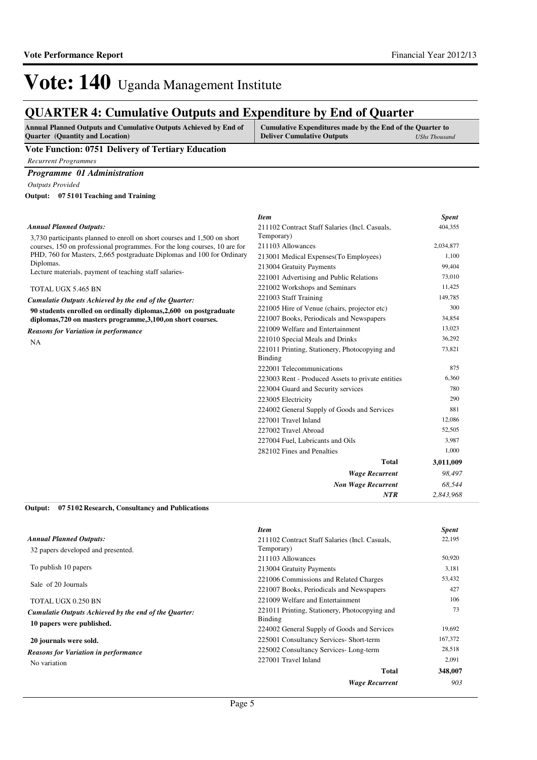# Vote: 140 Uganda Management Institute

## QUARTER 4: Cumulative Outputs and Expenditure by End of Quarter

| Annual Planned Outputs and Cumulative Outputs Achieved by End of Quarter (Quantity and Location) | Cumulative Expenditures made by the End of the Quarter to Deliver Cumulative Outputs *UShs Thousand* |
|---|---|

### Vote Function: 0751 Delivery of Tertiary Education

*Recurrent Programmes*

#### *Programme 01 Administration*

*Outputs Provided*

**Output: 07 51 01 Teaching and Training**

***Annual Planned Outputs:***

3,730 participants planned to enroll on short courses and 1,500 on short courses, 150 on professional programmes. For the long courses, 10 are for PHD, 760 for Masters, 2,665 postgraduate Diplomas and 100 for Ordinary Diplomas.
Lecture materials, payment of teaching staff salaries-

TOTAL UGX 5.465 BN

***Cumulatie Outputs Achieved by the end of the Quarter:***

**90 students enrolled on ordinally diplomas,2,600 on postgraduate diplomas,720 on masters programme,3,100,on short courses.**

***Reasons for Variation in performance***

NA

| *Item* | *Spent* |
|---|---|
| 211102 Contract Staff Salaries (Incl. Casuals, Temporary) | 404,355 |
| 211103 Allowances | 2,034,877 |
| 213001 Medical Expenses(To Employees) | 1,100 |
| 213004 Gratuity Payments | 99,404 |
| 221001 Advertising and Public Relations | 73,010 |
| 221002 Workshops and Seminars | 11,425 |
| 221003 Staff Training | 149,785 |
| 221005 Hire of Venue (chairs, projector etc) | 300 |
| 221007 Books, Periodicals and Newspapers | 34,854 |
| 221009 Welfare and Entertainment | 13,023 |
| 221010 Special Meals and Drinks | 36,292 |
| 221011 Printing, Stationery, Photocopying and Binding | 73,821 |
| 222001 Telecommunications | 875 |
| 223003 Rent - Produced Assets to private entities | 6,360 |
| 223004 Guard and Security services | 780 |
| 223005 Electricity | 290 |
| 224002 General Supply of Goods and Services | 881 |
| 227001 Travel Inland | 12,086 |
| 227002 Travel Abroad | 52,505 |
| 227004 Fuel, Lubricants and Oils | 3,987 |
| 282102 Fines and Penalties | 1,000 |
| **Total** | **3,011,009** |
| ***Wage Recurrent*** | *98,497* |
| ***Non Wage Recurrent*** | *68,544* |
| ***NTR*** | *2,843,968* |

**Output: 07 51 02 Research, Consultancy and Publications**

***Annual Planned Outputs:***

32 papers developed and presented.

To publish 10 papers

Sale of 20 Journals

TOTAL UGX 0.250 BN

***Cumulatie Outputs Achieved by the end of the Quarter:***

**10 papers were published.**

**20 journals were sold.**

***Reasons for Variation in performance***

No variation

| *Item* | *Spent* |
|---|---|
| 211102 Contract Staff Salaries (Incl. Casuals, Temporary) | 22,195 |
| 211103 Allowances | 50,920 |
| 213004 Gratuity Payments | 3,181 |
| 221006 Commissions and Related Charges | 53,432 |
| 221007 Books, Periodicals and Newspapers | 427 |
| 221009 Welfare and Entertainment | 106 |
| 221011 Printing, Stationery, Photocopying and Binding | 73 |
| 224002 General Supply of Goods and Services | 19,692 |
| 225001 Consultancy Services- Short-term | 167,372 |
| 225002 Consultancy Services- Long-term | 28,518 |
| 227001 Travel Inland | 2,091 |
| **Total** | **348,007** |
| ***Wage Recurrent*** | *903* |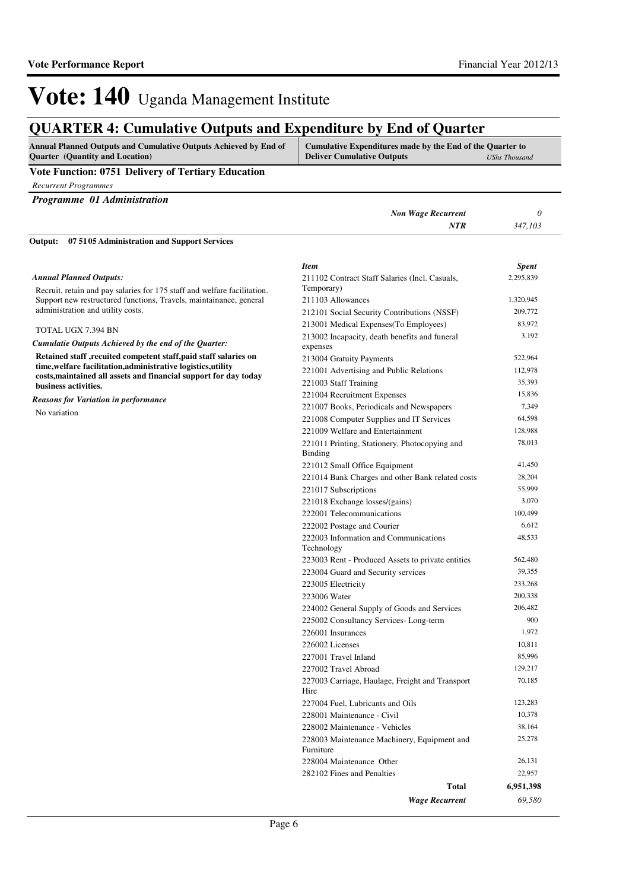# Vote: 140 Uganda Management Institute

## QUARTER 4: Cumulative Outputs and Expenditure by End of Quarter

| Annual Planned Outputs and Cumulative Outputs Achieved by End of Quarter (Quantity and Location) | Cumulative Expenditures made by the End of the Quarter to Deliver Cumulative Outputs | UShs Thousand |
|---|---|---|

### Vote Function: 0751 Delivery of Tertiary Education

*Recurrent Programmes*

***Programme 01 Administration***

| | |
|---|---|
| ***Non Wage Recurrent*** | *0* |
| ***NTR*** | *347,103* |

**Output: 07 51 05 Administration and Support Services**

*Annual Planned Outputs:*

Recruit, retain and pay salaries for 175 staff and welfare facilitation. Support new restructured functions, Travels, maintainance, general administration and utility costs.

TOTAL UGX 7.394 BN

*Cumulatie Outputs Achieved by the end of the Quarter:*

**Retained staff ,recuited competent staff,paid staff salaries on time,welfare facilitation,administrative logistics,utility costs,maintained all assets and financial support for day today business activities.**

*Reasons for Variation in performance*

No variation

| *Item* | *Spent* |
|---|---|
| 211102 Contract Staff Salaries (Incl. Casuals, Temporary) | 2,295,839 |
| 211103 Allowances | 1,320,945 |
| 212101 Social Security Contributions (NSSF) | 209,772 |
| 213001 Medical Expenses(To Employees) | 83,972 |
| 213002 Incapacity, death benefits and funeral expenses | 3,192 |
| 213004 Gratuity Payments | 522,964 |
| 221001 Advertising and Public Relations | 112,978 |
| 221003 Staff Training | 35,393 |
| 221004 Recruitment Expenses | 15,836 |
| 221007 Books, Periodicals and Newspapers | 7,349 |
| 221008 Computer Supplies and IT Services | 64,598 |
| 221009 Welfare and Entertainment | 128,988 |
| 221011 Printing, Stationery, Photocopying and Binding | 78,013 |
| 221012 Small Office Equipment | 41,450 |
| 221014 Bank Charges and other Bank related costs | 28,204 |
| 221017 Subscriptions | 55,999 |
| 221018 Exchange losses/(gains) | 3,070 |
| 222001 Telecommunications | 100,499 |
| 222002 Postage and Courier | 6,612 |
| 222003 Information and Communications Technology | 48,533 |
| 223003 Rent - Produced Assets to private entities | 562,480 |
| 223004 Guard and Security services | 39,355 |
| 223005 Electricity | 233,268 |
| 223006 Water | 200,338 |
| 224002 General Supply of Goods and Services | 206,482 |
| 225002 Consultancy Services- Long-term | 900 |
| 226001 Insurances | 1,972 |
| 226002 Licenses | 10,811 |
| 227001 Travel Inland | 85,996 |
| 227002 Travel Abroad | 129,217 |
| 227003 Carriage, Haulage, Freight and Transport Hire | 70,185 |
| 227004 Fuel, Lubricants and Oils | 123,283 |
| 228001 Maintenance - Civil | 10,378 |
| 228002 Maintenance - Vehicles | 38,164 |
| 228003 Maintenance Machinery, Equipment and Furniture | 25,278 |
| 228004 Maintenance Other | 26,131 |
| 282102 Fines and Penalties | 22,957 |
| **Total** | **6,951,398** |
| ***Wage Recurrent*** | *69,580* |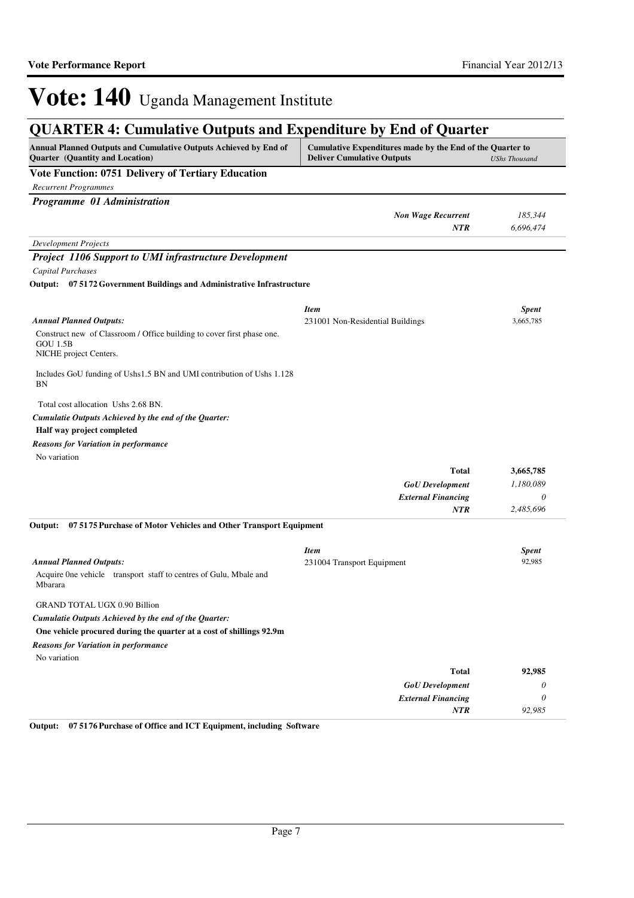# Vote: 140 Uganda Management Institute

## QUARTER 4: Cumulative Outputs and Expenditure by End of Quarter

| Annual Planned Outputs and Cumulative Outputs Achieved by End of Quarter (Quantity and Location) | Cumulative Expenditures made by the End of the Quarter to Deliver Cumulative Outputs | UShs Thousand |
|---|---|---|

### Vote Function: 0751 Delivery of Tertiary Education

*Recurrent Programmes*

#### *Programme 01 Administration*

| | | |
|---|---|---|
| | ***Non Wage Recurrent*** | *185,344* |
| | ***NTR*** | *6,696,474* |

*Development Projects*

#### *Project 1106 Support to UMI infrastructure Development*

*Capital Purchases*

**Output: 07 5172 Government Buildings and Administrative Infrastructure**

| | ***Item*** | ***Spent*** |
|---|---|---|
| ***Annual Planned Outputs:*** | 231001 Non-Residential Buildings | 3,665,785 |

Construct new of Classroom / Office building to cover first phase one.
GOU 1.5B
NICHE project Centers.

Includes GoU funding of Ushs1.5 BN and UMI contribution of Ushs 1.128 BN

Total cost allocation Ushs 2.68 BN.

***Cumulatie Outputs Achieved by the end of the Quarter:***

**Half way project completed**

***Reasons for Variation in performance***

No variation

| | | |
|---|---|---|
| | **Total** | **3,665,785** |
| | ***GoU Development*** | *1,180,089* |
| | ***External Financing*** | *0* |
| | ***NTR*** | *2,485,696* |

**Output: 07 5175 Purchase of Motor Vehicles and Other Transport Equipment**

| | ***Item*** | ***Spent*** |
|---|---|---|
| ***Annual Planned Outputs:*** | 231004 Transport Equipment | 92,985 |

Acquire 0ne vehicle transport staff to centres of Gulu, Mbale and Mbarara

GRAND TOTAL UGX 0.90 Billion

***Cumulatie Outputs Achieved by the end of the Quarter:***

**One vehicle procured during the quarter at a cost of shillings 92.9m**

***Reasons for Variation in performance***

No variation

| | | |
|---|---|---|
| | **Total** | **92,985** |
| | ***GoU Development*** | *0* |
| | ***External Financing*** | *0* |
| | ***NTR*** | *92,985* |

**Output: 07 5176 Purchase of Office and ICT Equipment, including Software**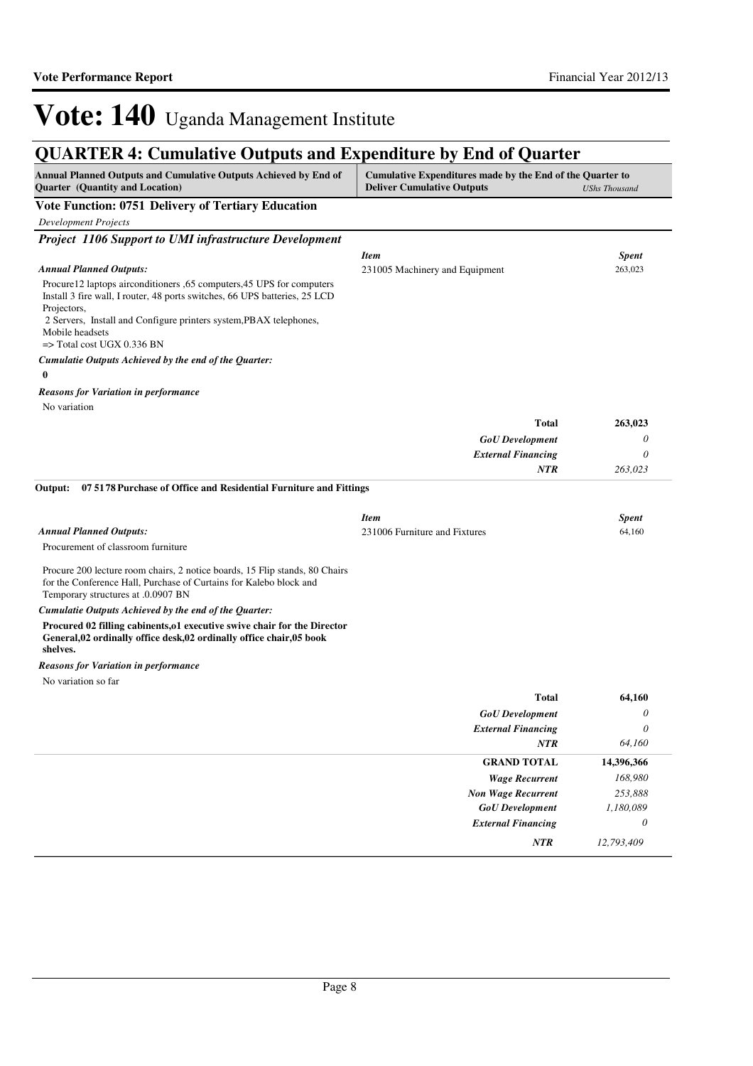# Vote: 140 Uganda Management Institute

## QUARTER 4: Cumulative Outputs and Expenditure by End of Quarter

| Annual Planned Outputs and Cumulative Outputs Achieved by End of Quarter (Quantity and Location) | Cumulative Expenditures made by the End of the Quarter to Deliver Cumulative Outputs | USh Thousand |
|---|---|---|

### Vote Function: 0751 Delivery of Tertiary Education

*Development Projects*

#### *Project 1106 Support to UMI infrastructure Development*

***Annual Planned Outputs:***

Procure12 laptops airconditioners ,65 computers,45 UPS for computers Install 3 fire wall, I router, 48 ports switches, 66 UPS batteries, 25 LCD Projectors,
2 Servers, Install and Configure printers system,PBAX telephones, Mobile headsets
=> Total cost UGX 0.336 BN

***Cumulatie Outputs Achieved by the end of the Quarter:***

**0**

***Reasons for Variation in performance***

No variation

| *Item* | *Spent* |
|---|---|
| 231005 Machinery and Equipment | 263,023 |
| **Total** | **263,023** |
| *GoU Development* | *0* |
| *External Financing* | *0* |
| *NTR* | *263,023* |

**Output: 07 5178 Purchase of Office and Residential Furniture and Fittings**

***Annual Planned Outputs:***

Procurement of classroom furniture

Procure 200 lecture room chairs, 2 notice boards, 15 Flip stands, 80 Chairs for the Conference Hall, Purchase of Curtains for Kalebo block and Temporary structures at .0907 BN

***Cumulatie Outputs Achieved by the end of the Quarter:***

**Procured 02 filling cabinents,o1 executive swive chair for the Director General,02 ordinally office desk,02 ordinally office chair,05 book shelves.**

***Reasons for Variation in performance***

No variation so far

| *Item* | *Spent* |
|---|---|
| 231006 Furniture and Fixtures | 64,160 |
| **Total** | **64,160** |
| *GoU Development* | *0* |
| *External Financing* | *0* |
| *NTR* | *64,160* |
| **GRAND TOTAL** | **14,396,366** |
| *Wage Recurrent* | *168,980* |
| *Non Wage Recurrent* | *253,888* |
| *GoU Development* | *1,180,089* |
| *External Financing* | *0* |
| *NTR* | *12,793,409* |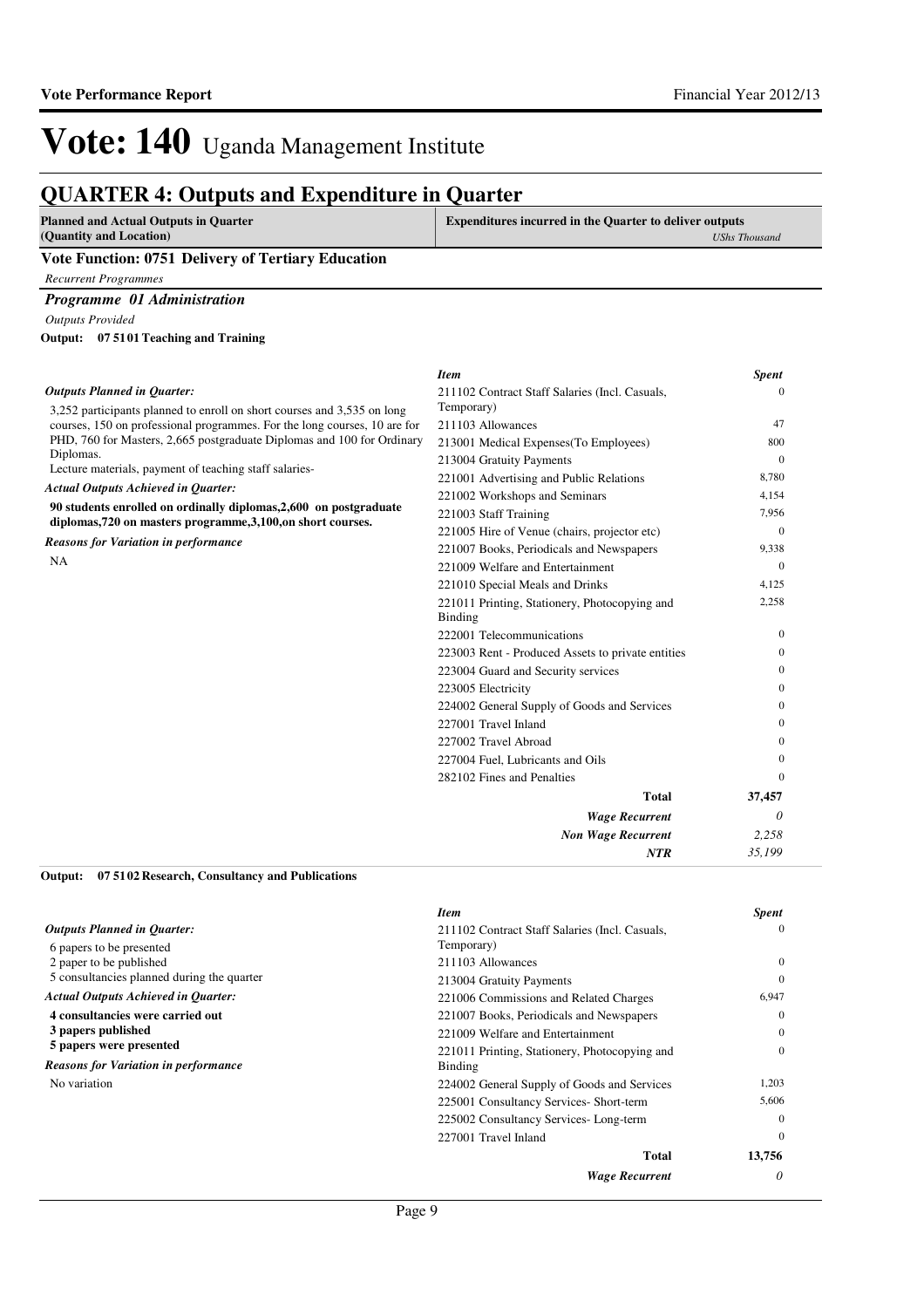# Vote: 140 Uganda Management Institute

## QUARTER 4: Outputs and Expenditure in Quarter

**Planned and Actual Outputs in Quarter (Quantity and Location)** | **Expenditures incurred in the Quarter to deliver outputs** *UShs Thousand*

### Vote Function: 0751 Delivery of Tertiary Education

*Recurrent Programmes*

#### *Programme 01 Administration*

*Outputs Provided*

**Output: 07 51 01 Teaching and Training**

*Outputs Planned in Quarter:*

3,252 participants planned to enroll on short courses and 3,535 on long courses, 150 on professional programmes. For the long courses, 10 are for PHD, 760 for Masters, 2,665 postgraduate Diplomas and 100 for Ordinary Diplomas.
Lecture materials, payment of teaching staff salaries-

*Actual Outputs Achieved in Quarter:*

**90 students enrolled on ordinally diplomas,2,600 on postgraduate diplomas,720 on masters programme,3,100,on short courses.**

*Reasons for Variation in performance*

NA

| *Item* | *Spent* |
|---|---|
| 211102 Contract Staff Salaries (Incl. Casuals, Temporary) | 0 |
| 211103 Allowances | 47 |
| 213001 Medical Expenses(To Employees) | 800 |
| 213004 Gratuity Payments | 0 |
| 221001 Advertising and Public Relations | 8,780 |
| 221002 Workshops and Seminars | 4,154 |
| 221003 Staff Training | 7,956 |
| 221005 Hire of Venue (chairs, projector etc) | 0 |
| 221007 Books, Periodicals and Newspapers | 9,338 |
| 221009 Welfare and Entertainment | 0 |
| 221010 Special Meals and Drinks | 4,125 |
| 221011 Printing, Stationery, Photocopying and Binding | 2,258 |
| 222001 Telecommunications | 0 |
| 223003 Rent - Produced Assets to private entities | 0 |
| 223004 Guard and Security services | 0 |
| 223005 Electricity | 0 |
| 224002 General Supply of Goods and Services | 0 |
| 227001 Travel Inland | 0 |
| 227002 Travel Abroad | 0 |
| 227004 Fuel, Lubricants and Oils | 0 |
| 282102 Fines and Penalties | 0 |
| **Total** | **37,457** |
| ***Wage Recurrent*** | *0* |
| ***Non Wage Recurrent*** | *2,258* |
| ***NTR*** | *35,199* |

**Output: 07 51 02 Research, Consultancy and Publications**

*Outputs Planned in Quarter:*

6 papers to be presented
2 paper to be published
5 consultancies planned during the quarter

*Actual Outputs Achieved in Quarter:*

**4 consultancies were carried out**
**3 papers published**
**5 papers were presented**

*Reasons for Variation in performance*

No variation

| *Item* | *Spent* |
|---|---|
| 211102 Contract Staff Salaries (Incl. Casuals, Temporary) | 0 |
| 211103 Allowances | 0 |
| 213004 Gratuity Payments | 0 |
| 221006 Commissions and Related Charges | 6,947 |
| 221007 Books, Periodicals and Newspapers | 0 |
| 221009 Welfare and Entertainment | 0 |
| 221011 Printing, Stationery, Photocopying and Binding | 0 |
| 224002 General Supply of Goods and Services | 1,203 |
| 225001 Consultancy Services- Short-term | 5,606 |
| 225002 Consultancy Services- Long-term | 0 |
| 227001 Travel Inland | 0 |
| **Total** | **13,756** |
| ***Wage Recurrent*** | *0* |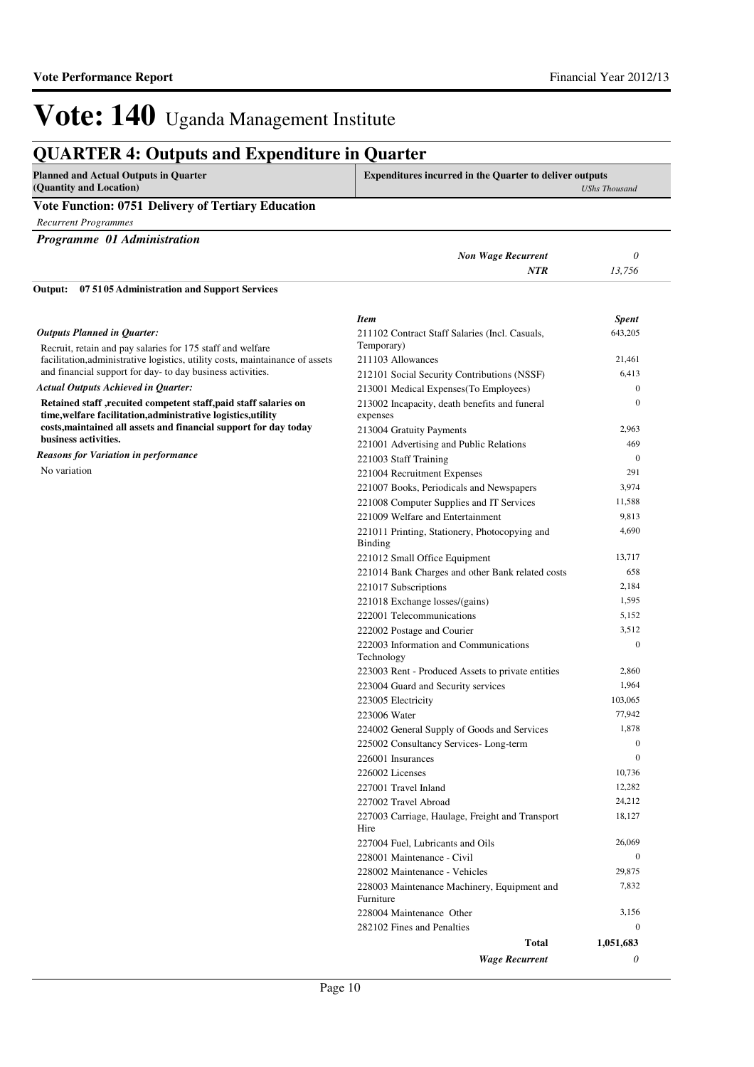# Vote: 140 Uganda Management Institute

## QUARTER 4: Outputs and Expenditure in Quarter

| Planned and Actual Outputs in Quarter (Quantity and Location) | Expenditures incurred in the Quarter to deliver outputs *UShs Thousand* |
|---|---|

### Vote Function: 0751 Delivery of Tertiary Education

*Recurrent Programmes*

***Programme 01 Administration***

| | |
|---|---|
| ***Non Wage Recurrent*** | *0* |
| ***NTR*** | *13,756* |

**Output: 07 5105 Administration and Support Services**

***Outputs Planned in Quarter:***

Recruit, retain and pay salaries for 175 staff and welfare facilitation,administrative logistics, utility costs, maintainance of assets and financial support for day- to day business activities.

***Actual Outputs Achieved in Quarter:***

**Retained staff ,recuited competent staff,paid staff salaries on time,welfare facilitation,administrative logistics,utility costs,maintained all assets and financial support for day today business activities.**

***Reasons for Variation in performance***

No variation

| *Item* | *Spent* |
|---|---|
| 211102 Contract Staff Salaries (Incl. Casuals, Temporary) | 643,205 |
| 211103 Allowances | 21,461 |
| 212101 Social Security Contributions (NSSF) | 6,413 |
| 213001 Medical Expenses(To Employees) | 0 |
| 213002 Incapacity, death benefits and funeral expenses | 0 |
| 213004 Gratuity Payments | 2,963 |
| 221001 Advertising and Public Relations | 469 |
| 221003 Staff Training | 0 |
| 221004 Recruitment Expenses | 291 |
| 221007 Books, Periodicals and Newspapers | 3,974 |
| 221008 Computer Supplies and IT Services | 11,588 |
| 221009 Welfare and Entertainment | 9,813 |
| 221011 Printing, Stationery, Photocopying and Binding | 4,690 |
| 221012 Small Office Equipment | 13,717 |
| 221014 Bank Charges and other Bank related costs | 658 |
| 221017 Subscriptions | 2,184 |
| 221018 Exchange losses/(gains) | 1,595 |
| 222001 Telecommunications | 5,152 |
| 222002 Postage and Courier | 3,512 |
| 222003 Information and Communications Technology | 0 |
| 223003 Rent - Produced Assets to private entities | 2,860 |
| 223004 Guard and Security services | 1,964 |
| 223005 Electricity | 103,065 |
| 223006 Water | 77,942 |
| 224002 General Supply of Goods and Services | 1,878 |
| 225002 Consultancy Services- Long-term | 0 |
| 226001 Insurances | 0 |
| 226002 Licenses | 10,736 |
| 227001 Travel Inland | 12,282 |
| 227002 Travel Abroad | 24,212 |
| 227003 Carriage, Haulage, Freight and Transport Hire | 18,127 |
| 227004 Fuel, Lubricants and Oils | 26,069 |
| 228001 Maintenance - Civil | 0 |
| 228002 Maintenance - Vehicles | 29,875 |
| 228003 Maintenance Machinery, Equipment and Furniture | 7,832 |
| 228004 Maintenance Other | 3,156 |
| 282102 Fines and Penalties | 0 |
| **Total** | **1,051,683** |
| ***Wage Recurrent*** | *0* |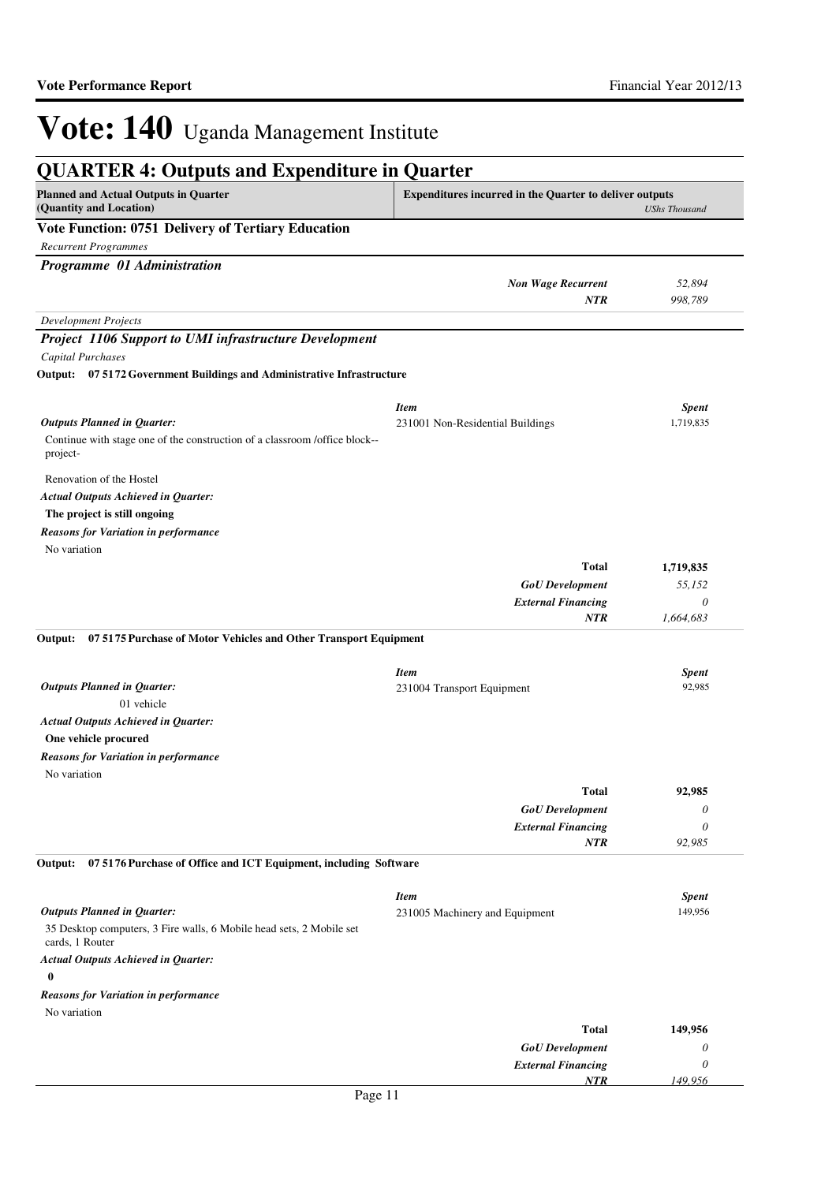# Vote: 140 Uganda Management Institute

## QUARTER 4: Outputs and Expenditure in Quarter

| Planned and Actual Outputs in Quarter (Quantity and Location) | Expenditures incurred in the Quarter to deliver outputs | *UShs Thousand* |
|---|---|---|

### Vote Function: 0751 Delivery of Tertiary Education

*Recurrent Programmes*

***Programme 01 Administration***

| | | |
|---|---|---|
| | ***Non Wage Recurrent*** | *52,894* |
| | ***NTR*** | *998,789* |

*Development Projects*

***Project 1106 Support to UMI infrastructure Development***

*Capital Purchases*

**Output: 07 5172 Government Buildings and Administrative Infrastructure**

| | *Item* | *Spent* |
|---|---|---|
| ***Outputs Planned in Quarter:*** | 231001 Non-Residential Buildings | 1,719,835 |

Continue with stage one of the construction of a classroom /office block--project-

Renovation of the Hostel

***Actual Outputs Achieved in Quarter:***

**The project is still ongoing**

***Reasons for Variation in performance***

No variation

| | | |
|---|---|---|
| | **Total** | **1,719,835** |
| | ***GoU Development*** | *55,152* |
| | ***External Financing*** | *0* |
| | ***NTR*** | *1,664,683* |

**Output: 07 5175 Purchase of Motor Vehicles and Other Transport Equipment**

| | *Item* | *Spent* |
|---|---|---|
| ***Outputs Planned in Quarter:*** | 231004 Transport Equipment | 92,985 |

01 vehicle

***Actual Outputs Achieved in Quarter:***

**One vehicle procured**

***Reasons for Variation in performance***

No variation

| | | |
|---|---|---|
| | **Total** | **92,985** |
| | ***GoU Development*** | *0* |
| | ***External Financing*** | *0* |
| | ***NTR*** | *92,985* |

**Output: 07 5176 Purchase of Office and ICT Equipment, including Software**

| | *Item* | *Spent* |
|---|---|---|
| ***Outputs Planned in Quarter:*** | 231005 Machinery and Equipment | 149,956 |

35 Desktop computers, 3 Fire walls, 6 Mobile head sets, 2 Mobile set cards, 1 Router

***Actual Outputs Achieved in Quarter:***

**0**

***Reasons for Variation in performance***

No variation

| | | |
|---|---|---|
| | **Total** | **149,956** |
| | ***GoU Development*** | *0* |
| | ***External Financing*** | *0* |
| | ***NTR*** | *149,956* |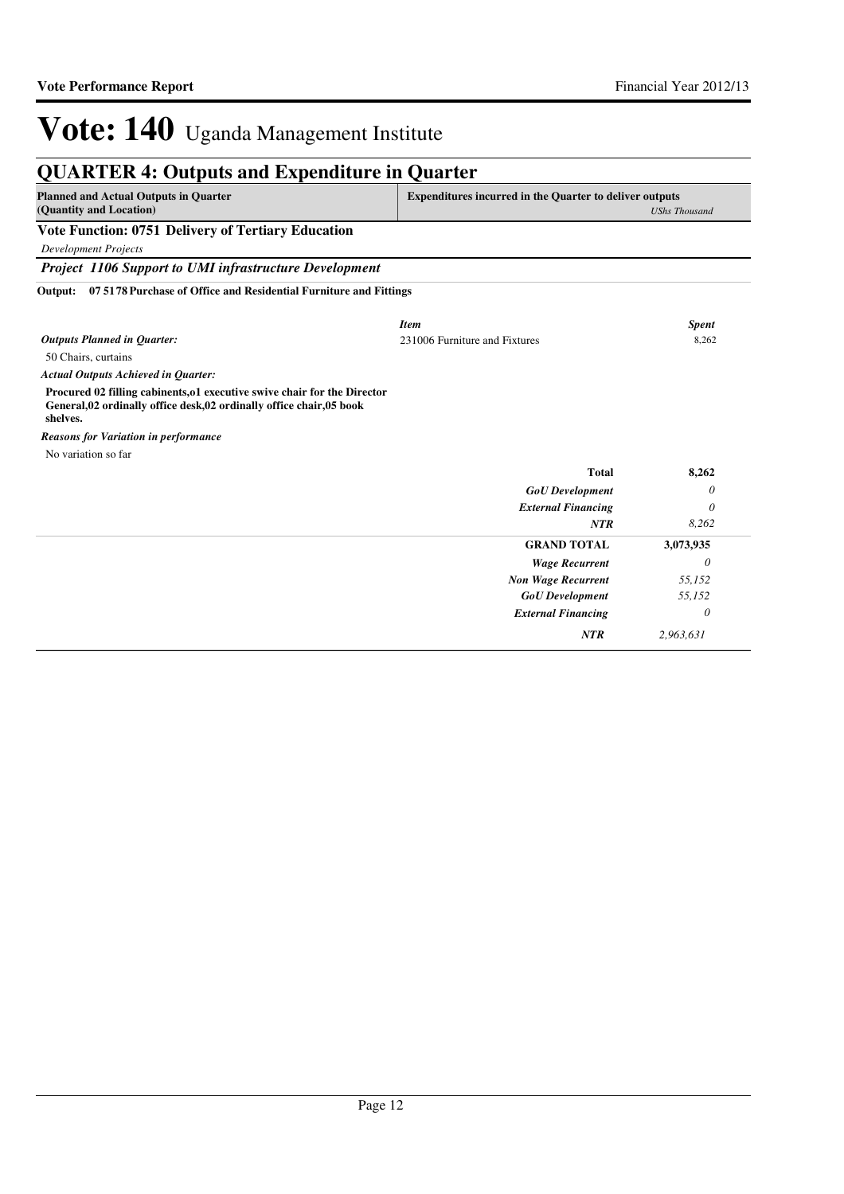# Vote: 140 Uganda Management Institute

## QUARTER 4: Outputs and Expenditure in Quarter

| Planned and Actual Outputs in Quarter (Quantity and Location) | Expenditures incurred in the Quarter to deliver outputs | UShs Thousand |
|---|---|---|

### Vote Function: 0751 Delivery of Tertiary Education

*Development Projects*

#### *Project 1106 Support to UMI infrastructure Development*

**Output: 07 5178 Purchase of Office and Residential Furniture and Fittings**

| | *Item* | *Spent* |
|---|---|---|
| ***Outputs Planned in Quarter:*** | 231006 Furniture and Fixtures | 8,262 |
| 50 Chairs, curtains | | |
| ***Actual Outputs Achieved in Quarter:*** | | |
| **Procured 02 filling cabinents,o1 executive swive chair for the Director General,02 ordinally office desk,02 ordinally office chair,05 book shelves.** | | |
| ***Reasons for Variation in performance*** | | |
| No variation so far | | |
| | **Total** | **8,262** |
| | ***GoU Development*** | *0* |
| | ***External Financing*** | *0* |
| | ***NTR*** | *8,262* |
| | **GRAND TOTAL** | **3,073,935** |
| | ***Wage Recurrent*** | *0* |
| | ***Non Wage Recurrent*** | *55,152* |
| | ***GoU Development*** | *55,152* |
| | ***External Financing*** | *0* |
| | ***NTR*** | *2,963,631* |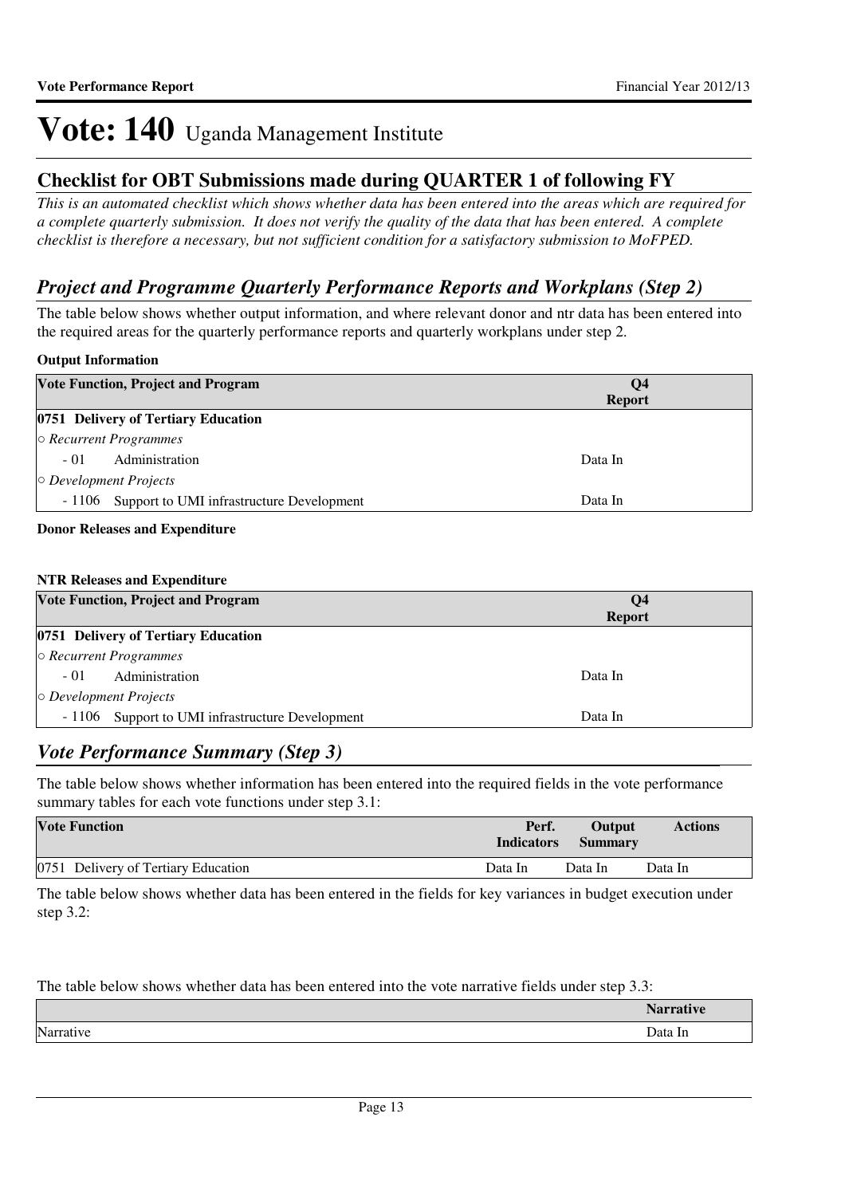# Vote: 140 Uganda Management Institute

## Checklist for OBT Submissions made during QUARTER 1 of following FY

*This is an automated checklist which shows whether data has been entered into the areas which are required for a complete quarterly submission. It does not verify the quality of the data that has been entered. A complete checklist is therefore a necessary, but not sufficient condition for a satisfactory submission to MoFPED.*

## *Project and Programme Quarterly Performance Reports and Workplans (Step 2)*

The table below shows whether output information, and where relevant donor and ntr data has been entered into the required areas for the quarterly performance reports and quarterly workplans under step 2.

**Output Information**

| Vote Function, Project and Program | Q4 Report |
|---|---|
| **0751 Delivery of Tertiary Education** | |
| ○ *Recurrent Programmes* | |
| - 01 Administration | Data In |
| ○ *Development Projects* | |
| - 1106 Support to UMI infrastructure Development | Data In |

**Donor Releases and Expenditure**

**NTR Releases and Expenditure**

| Vote Function, Project and Program | Q4 Report |
|---|---|
| **0751 Delivery of Tertiary Education** | |
| ○ *Recurrent Programmes* | |
| - 01 Administration | Data In |
| ○ *Development Projects* | |
| - 1106 Support to UMI infrastructure Development | Data In |

## *Vote Performance Summary (Step 3)*

The table below shows whether information has been entered into the required fields in the vote performance summary tables for each vote functions under step 3.1:

| Vote Function | Perf. Indicators | Output Summary | Actions |
|---|---|---|---|
| 0751 Delivery of Tertiary Education | Data In | Data In | Data In |

The table below shows whether data has been entered in the fields for key variances in budget execution under step 3.2:

The table below shows whether data has been entered into the vote narrative fields under step 3.3:

| | Narrative |
|---|---|
| Narrative | Data In |